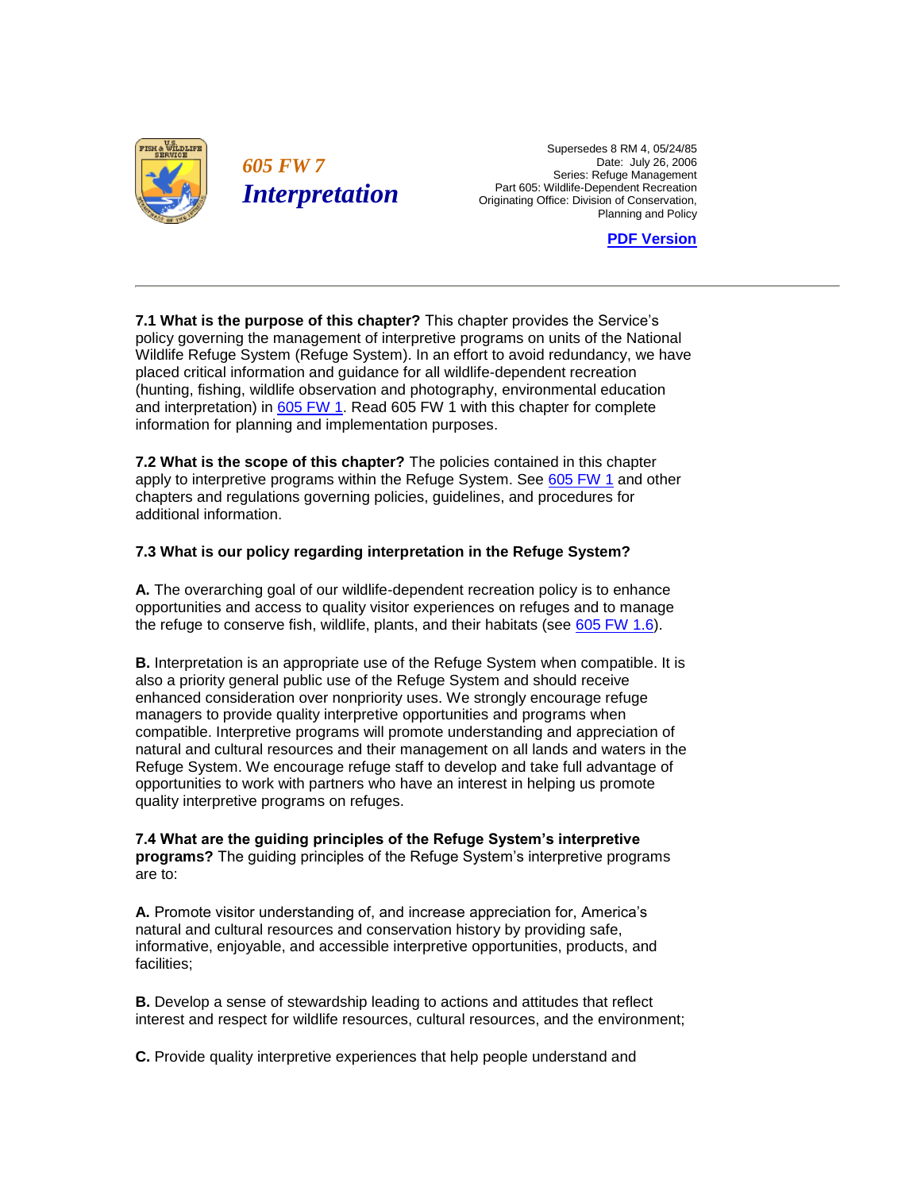# 605 FW 7 Interpretation

Supersedes 8 RM 4, 05/24/85
Date: July 26, 2006
Series: Refuge Management
Part 605: Wildlife-Dependent Recreation
Originating Office: Division of Conservation, Planning and Policy

PDF Version

---

**7.1 What is the purpose of this chapter?** This chapter provides the Service's policy governing the management of interpretive programs on units of the National Wildlife Refuge System (Refuge System). In an effort to avoid redundancy, we have placed critical information and guidance for all wildlife-dependent recreation (hunting, fishing, wildlife observation and photography, environmental education and interpretation) in 605 FW 1. Read 605 FW 1 with this chapter for complete information for planning and implementation purposes.

**7.2 What is the scope of this chapter?** The policies contained in this chapter apply to interpretive programs within the Refuge System. See 605 FW 1 and other chapters and regulations governing policies, guidelines, and procedures for additional information.

**7.3 What is our policy regarding interpretation in the Refuge System?**

**A.** The overarching goal of our wildlife-dependent recreation policy is to enhance opportunities and access to quality visitor experiences on refuges and to manage the refuge to conserve fish, wildlife, plants, and their habitats (see 605 FW 1.6).

**B.** Interpretation is an appropriate use of the Refuge System when compatible. It is also a priority general public use of the Refuge System and should receive enhanced consideration over nonpriority uses. We strongly encourage refuge managers to provide quality interpretive opportunities and programs when compatible. Interpretive programs will promote understanding and appreciation of natural and cultural resources and their management on all lands and waters in the Refuge System. We encourage refuge staff to develop and take full advantage of opportunities to work with partners who have an interest in helping us promote quality interpretive programs on refuges.

**7.4 What are the guiding principles of the Refuge System's interpretive programs?** The guiding principles of the Refuge System's interpretive programs are to:

**A.** Promote visitor understanding of, and increase appreciation for, America's natural and cultural resources and conservation history by providing safe, informative, enjoyable, and accessible interpretive opportunities, products, and facilities;

**B.** Develop a sense of stewardship leading to actions and attitudes that reflect interest and respect for wildlife resources, cultural resources, and the environment;

**C.** Provide quality interpretive experiences that help people understand and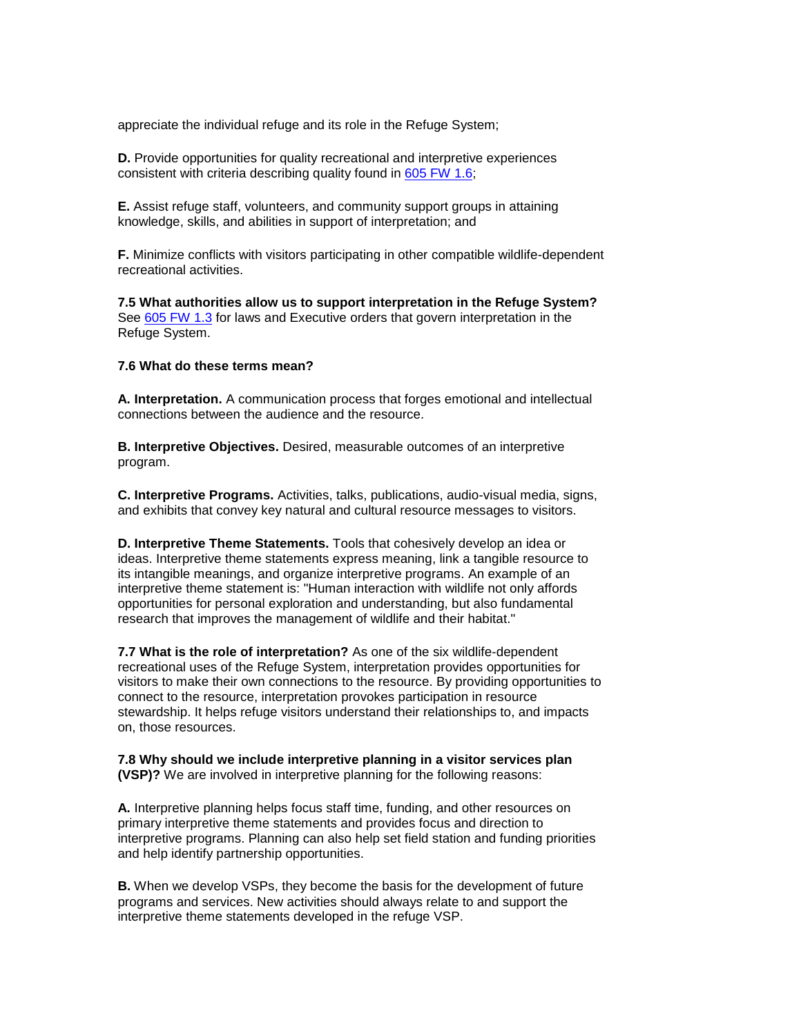appreciate the individual refuge and its role in the Refuge System;

**D.** Provide opportunities for quality recreational and interpretive experiences consistent with criteria describing quality found in 605 FW 1.6;

**E.** Assist refuge staff, volunteers, and community support groups in attaining knowledge, skills, and abilities in support of interpretation; and

**F.** Minimize conflicts with visitors participating in other compatible wildlife-dependent recreational activities.

**7.5 What authorities allow us to support interpretation in the Refuge System?** See 605 FW 1.3 for laws and Executive orders that govern interpretation in the Refuge System.

**7.6 What do these terms mean?**

**A. Interpretation.** A communication process that forges emotional and intellectual connections between the audience and the resource.

**B. Interpretive Objectives.** Desired, measurable outcomes of an interpretive program.

**C. Interpretive Programs.** Activities, talks, publications, audio-visual media, signs, and exhibits that convey key natural and cultural resource messages to visitors.

**D. Interpretive Theme Statements.** Tools that cohesively develop an idea or ideas. Interpretive theme statements express meaning, link a tangible resource to its intangible meanings, and organize interpretive programs. An example of an interpretive theme statement is: "Human interaction with wildlife not only affords opportunities for personal exploration and understanding, but also fundamental research that improves the management of wildlife and their habitat."

**7.7 What is the role of interpretation?** As one of the six wildlife-dependent recreational uses of the Refuge System, interpretation provides opportunities for visitors to make their own connections to the resource. By providing opportunities to connect to the resource, interpretation provokes participation in resource stewardship. It helps refuge visitors understand their relationships to, and impacts on, those resources.

**7.8 Why should we include interpretive planning in a visitor services plan (VSP)?** We are involved in interpretive planning for the following reasons:

**A.** Interpretive planning helps focus staff time, funding, and other resources on primary interpretive theme statements and provides focus and direction to interpretive programs. Planning can also help set field station and funding priorities and help identify partnership opportunities.

**B.** When we develop VSPs, they become the basis for the development of future programs and services. New activities should always relate to and support the interpretive theme statements developed in the refuge VSP.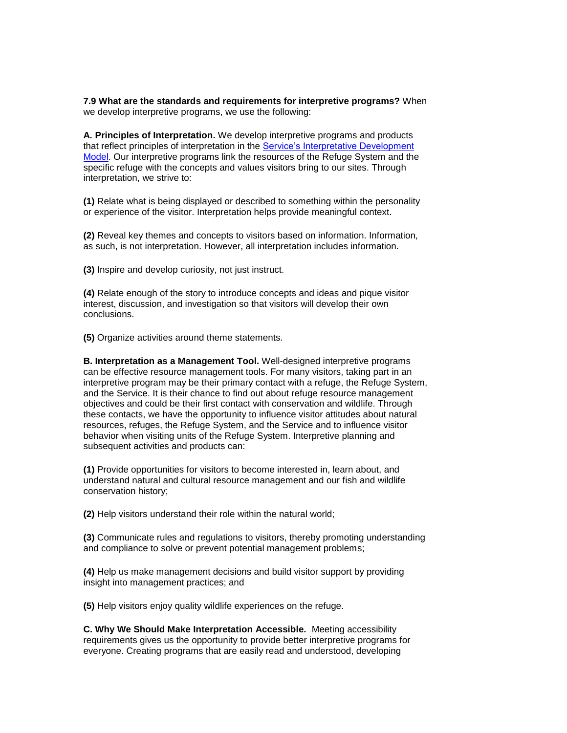**7.9 What are the standards and requirements for interpretive programs?** When we develop interpretive programs, we use the following:

**A. Principles of Interpretation.** We develop interpretive programs and products that reflect principles of interpretation in the [Service's Interpretative Development Model](). Our interpretive programs link the resources of the Refuge System and the specific refuge with the concepts and values visitors bring to our sites. Through interpretation, we strive to:

**(1)** Relate what is being displayed or described to something within the personality or experience of the visitor. Interpretation helps provide meaningful context.

**(2)** Reveal key themes and concepts to visitors based on information. Information, as such, is not interpretation. However, all interpretation includes information.

**(3)** Inspire and develop curiosity, not just instruct.

**(4)** Relate enough of the story to introduce concepts and ideas and pique visitor interest, discussion, and investigation so that visitors will develop their own conclusions.

**(5)** Organize activities around theme statements.

**B. Interpretation as a Management Tool.** Well-designed interpretive programs can be effective resource management tools. For many visitors, taking part in an interpretive program may be their primary contact with a refuge, the Refuge System, and the Service. It is their chance to find out about refuge resource management objectives and could be their first contact with conservation and wildlife. Through these contacts, we have the opportunity to influence visitor attitudes about natural resources, refuges, the Refuge System, and the Service and to influence visitor behavior when visiting units of the Refuge System. Interpretive planning and subsequent activities and products can:

**(1)** Provide opportunities for visitors to become interested in, learn about, and understand natural and cultural resource management and our fish and wildlife conservation history;

**(2)** Help visitors understand their role within the natural world;

**(3)** Communicate rules and regulations to visitors, thereby promoting understanding and compliance to solve or prevent potential management problems;

**(4)** Help us make management decisions and build visitor support by providing insight into management practices; and

**(5)** Help visitors enjoy quality wildlife experiences on the refuge.

**C. Why We Should Make Interpretation Accessible.** Meeting accessibility requirements gives us the opportunity to provide better interpretive programs for everyone. Creating programs that are easily read and understood, developing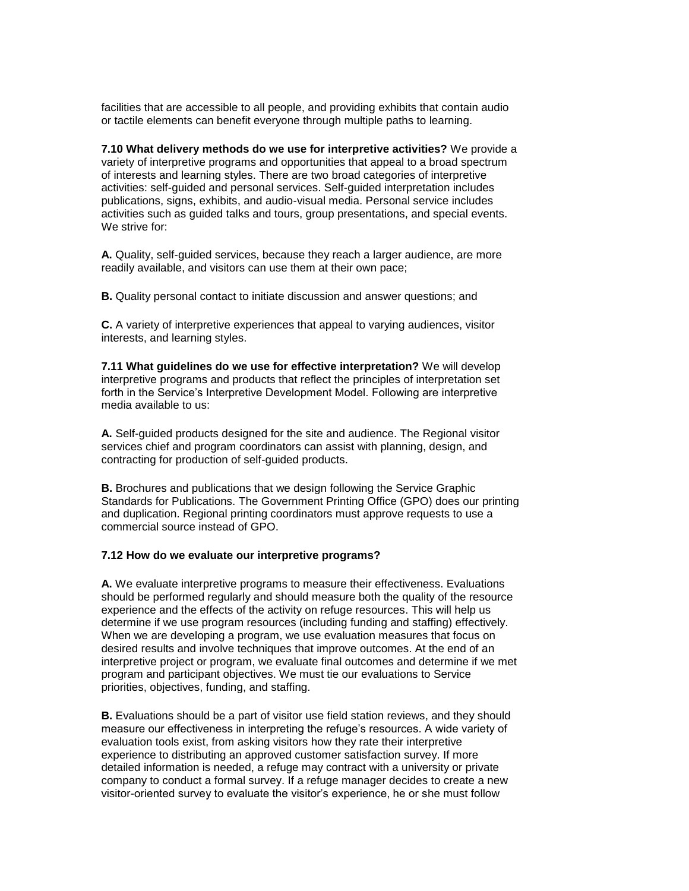facilities that are accessible to all people, and providing exhibits that contain audio or tactile elements can benefit everyone through multiple paths to learning.

**7.10 What delivery methods do we use for interpretive activities?** We provide a variety of interpretive programs and opportunities that appeal to a broad spectrum of interests and learning styles. There are two broad categories of interpretive activities: self-guided and personal services. Self-guided interpretation includes publications, signs, exhibits, and audio-visual media. Personal service includes activities such as guided talks and tours, group presentations, and special events. We strive for:

**A.** Quality, self-guided services, because they reach a larger audience, are more readily available, and visitors can use them at their own pace;

**B.** Quality personal contact to initiate discussion and answer questions; and

**C.** A variety of interpretive experiences that appeal to varying audiences, visitor interests, and learning styles.

**7.11 What guidelines do we use for effective interpretation?** We will develop interpretive programs and products that reflect the principles of interpretation set forth in the Service's Interpretive Development Model. Following are interpretive media available to us:

**A.** Self-guided products designed for the site and audience. The Regional visitor services chief and program coordinators can assist with planning, design, and contracting for production of self-guided products.

**B.** Brochures and publications that we design following the Service Graphic Standards for Publications. The Government Printing Office (GPO) does our printing and duplication. Regional printing coordinators must approve requests to use a commercial source instead of GPO.

**7.12 How do we evaluate our interpretive programs?**

**A.** We evaluate interpretive programs to measure their effectiveness. Evaluations should be performed regularly and should measure both the quality of the resource experience and the effects of the activity on refuge resources. This will help us determine if we use program resources (including funding and staffing) effectively. When we are developing a program, we use evaluation measures that focus on desired results and involve techniques that improve outcomes. At the end of an interpretive project or program, we evaluate final outcomes and determine if we met program and participant objectives. We must tie our evaluations to Service priorities, objectives, funding, and staffing.

**B.** Evaluations should be a part of visitor use field station reviews, and they should measure our effectiveness in interpreting the refuge's resources. A wide variety of evaluation tools exist, from asking visitors how they rate their interpretive experience to distributing an approved customer satisfaction survey. If more detailed information is needed, a refuge may contract with a university or private company to conduct a formal survey. If a refuge manager decides to create a new visitor-oriented survey to evaluate the visitor's experience, he or she must follow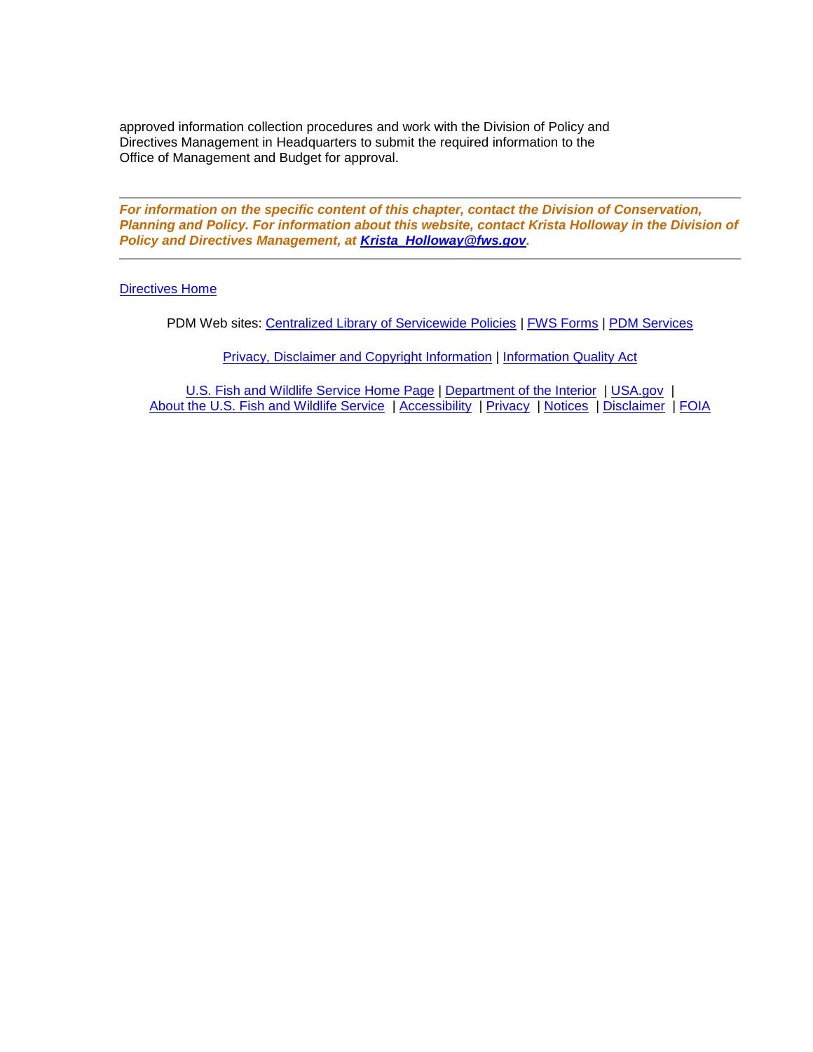approved information collection procedures and work with the Division of Policy and Directives Management in Headquarters to submit the required information to the Office of Management and Budget for approval.

---

***For information on the specific content of this chapter, contact the Division of Conservation, Planning and Policy. For information about this website, contact Krista Holloway in the Division of Policy and Directives Management, at Krista_Holloway@fws.gov.***

---

Directives Home

PDM Web sites: Centralized Library of Servicewide Policies | FWS Forms | PDM Services

Privacy, Disclaimer and Copyright Information | Information Quality Act

U.S. Fish and Wildlife Service Home Page | Department of the Interior | USA.gov | About the U.S. Fish and Wildlife Service | Accessibility | Privacy | Notices | Disclaimer | FOIA